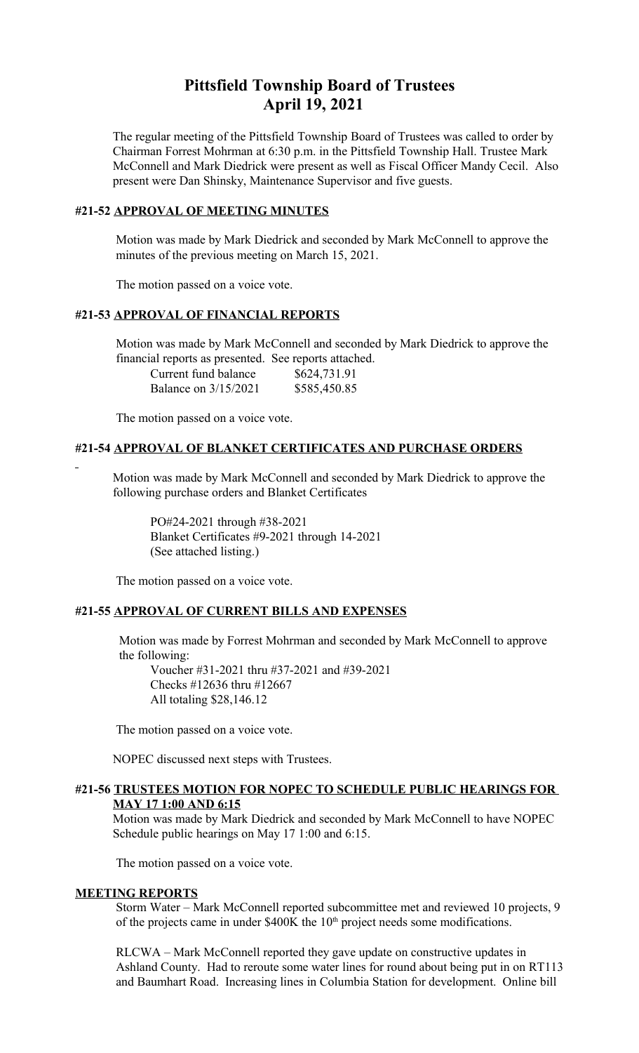# Pittsfield Township Board of Trustees
# April 19, 2021

The regular meeting of the Pittsfield Township Board of Trustees was called to order by Chairman Forrest Mohrman at 6:30 p.m. in the Pittsfield Township Hall. Trustee Mark McConnell and Mark Diedrick were present as well as Fiscal Officer Mandy Cecil. Also present were Dan Shinsky, Maintenance Supervisor and five guests.

### #21-52 APPROVAL OF MEETING MINUTES

Motion was made by Mark Diedrick and seconded by Mark McConnell to approve the minutes of the previous meeting on March 15, 2021.

The motion passed on a voice vote.

### #21-53 APPROVAL OF FINANCIAL REPORTS

Motion was made by Mark McConnell and seconded by Mark Diedrick to approve the financial reports as presented. See reports attached.

| | |
|---|---|
| Current fund balance | $624,731.91 |
| Balance on 3/15/2021 | $585,450.85 |

The motion passed on a voice vote.

### #21-54 APPROVAL OF BLANKET CERTIFICATES AND PURCHASE ORDERS

Motion was made by Mark McConnell and seconded by Mark Diedrick to approve the following purchase orders and Blanket Certificates

PO#24-2021 through #38-2021
Blanket Certificates #9-2021 through 14-2021
(See attached listing.)

The motion passed on a voice vote.

### #21-55 APPROVAL OF CURRENT BILLS AND EXPENSES

Motion was made by Forrest Mohrman and seconded by Mark McConnell to approve the following:

Voucher #31-2021 thru #37-2021 and #39-2021
Checks #12636 thru #12667
All totaling $28,146.12

The motion passed on a voice vote.

NOPEC discussed next steps with Trustees.

### #21-56 TRUSTEES MOTION FOR NOPEC TO SCHEDULE PUBLIC HEARINGS FOR MAY 17 1:00 AND 6:15

Motion was made by Mark Diedrick and seconded by Mark McConnell to have NOPEC Schedule public hearings on May 17 1:00 and 6:15.

The motion passed on a voice vote.

### MEETING REPORTS

Storm Water – Mark McConnell reported subcommittee met and reviewed 10 projects, 9 of the projects came in under $400K the 10th project needs some modifications.

RLCWA – Mark McConnell reported they gave update on constructive updates in Ashland County. Had to reroute some water lines for round about being put in on RT113 and Baumhart Road. Increasing lines in Columbia Station for development. Online bill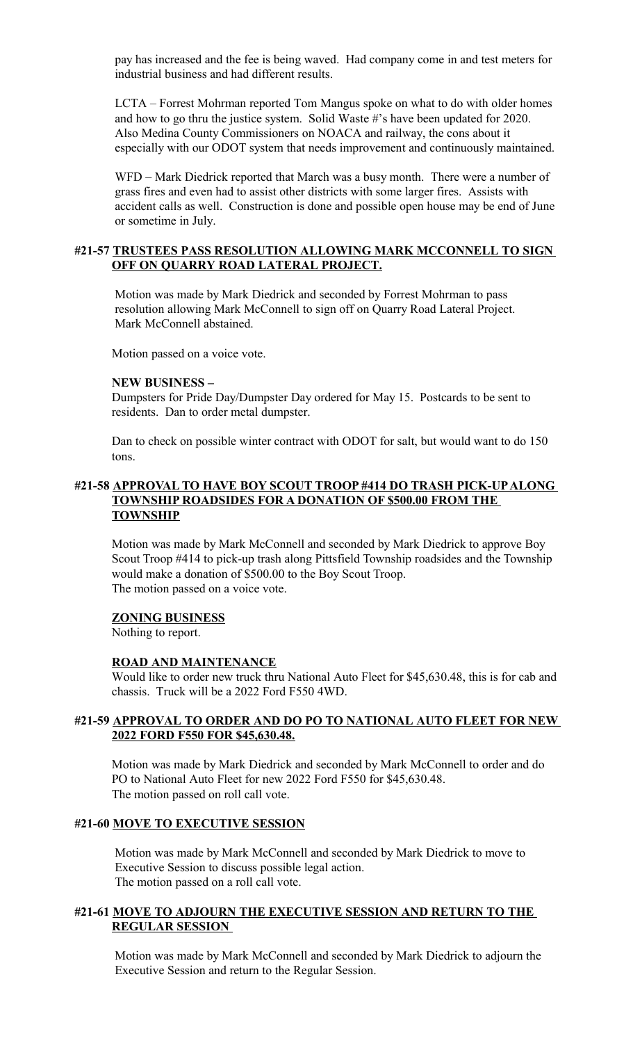pay has increased and the fee is being waved. Had company come in and test meters for industrial business and had different results.

LCTA – Forrest Mohrman reported Tom Mangus spoke on what to do with older homes and how to go thru the justice system. Solid Waste #'s have been updated for 2020. Also Medina County Commissioners on NOACA and railway, the cons about it especially with our ODOT system that needs improvement and continuously maintained.

WFD – Mark Diedrick reported that March was a busy month. There were a number of grass fires and even had to assist other districts with some larger fires. Assists with accident calls as well. Construction is done and possible open house may be end of June or sometime in July.

**#21-57 TRUSTEES PASS RESOLUTION ALLOWING MARK MCCONNELL TO SIGN OFF ON QUARRY ROAD LATERAL PROJECT.**

Motion was made by Mark Diedrick and seconded by Forrest Mohrman to pass resolution allowing Mark McConnell to sign off on Quarry Road Lateral Project. Mark McConnell abstained.

Motion passed on a voice vote.

**NEW BUSINESS –**

Dumpsters for Pride Day/Dumpster Day ordered for May 15. Postcards to be sent to residents. Dan to order metal dumpster.

Dan to check on possible winter contract with ODOT for salt, but would want to do 150 tons.

**#21-58 APPROVAL TO HAVE BOY SCOUT TROOP #414 DO TRASH PICK-UP ALONG TOWNSHIP ROADSIDES FOR A DONATION OF $500.00 FROM THE TOWNSHIP**

Motion was made by Mark McConnell and seconded by Mark Diedrick to approve Boy Scout Troop #414 to pick-up trash along Pittsfield Township roadsides and the Township would make a donation of $500.00 to the Boy Scout Troop.
The motion passed on a voice vote.

**ZONING BUSINESS**

Nothing to report.

**ROAD AND MAINTENANCE**

Would like to order new truck thru National Auto Fleet for $45,630.48, this is for cab and chassis. Truck will be a 2022 Ford F550 4WD.

**#21-59 APPROVAL TO ORDER AND DO PO TO NATIONAL AUTO FLEET FOR NEW 2022 FORD F550 FOR $45,630.48.**

Motion was made by Mark Diedrick and seconded by Mark McConnell to order and do PO to National Auto Fleet for new 2022 Ford F550 for $45,630.48.
The motion passed on roll call vote.

**#21-60 MOVE TO EXECUTIVE SESSION**

Motion was made by Mark McConnell and seconded by Mark Diedrick to move to Executive Session to discuss possible legal action.
The motion passed on a roll call vote.

**#21-61 MOVE TO ADJOURN THE EXECUTIVE SESSION AND RETURN TO THE REGULAR SESSION**

Motion was made by Mark McConnell and seconded by Mark Diedrick to adjourn the Executive Session and return to the Regular Session.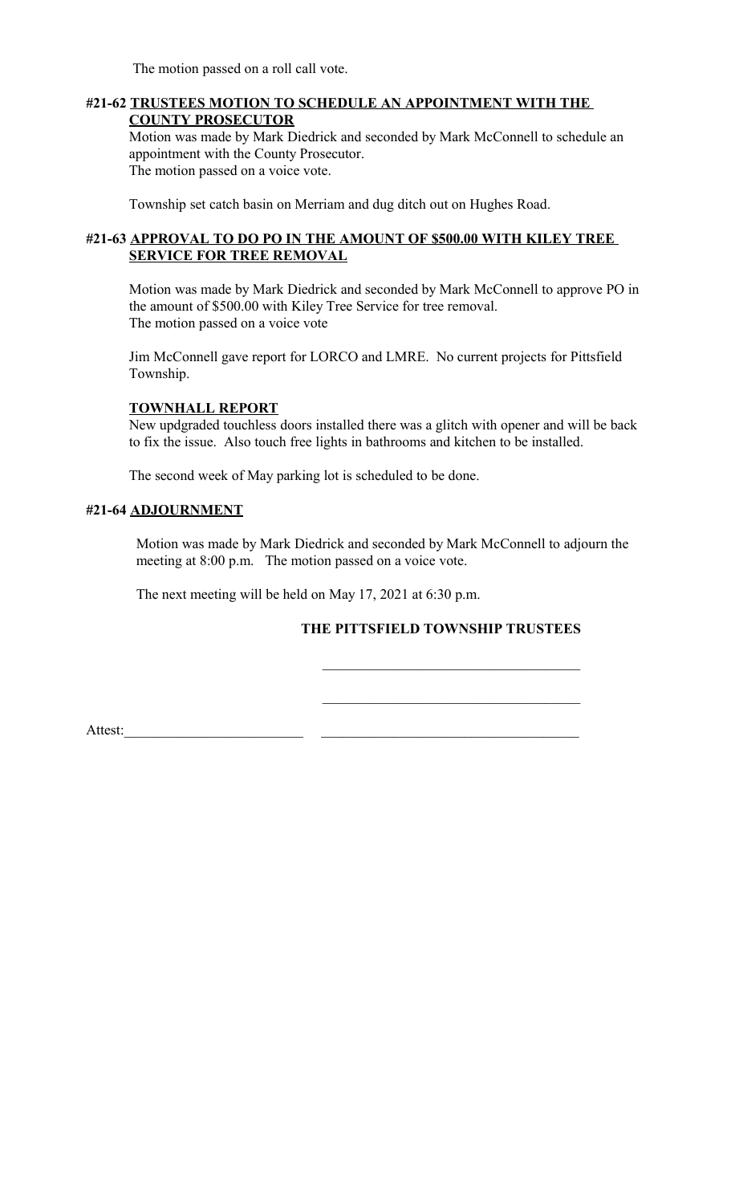The motion passed on a roll call vote.

**#21-62 TRUSTEES MOTION TO SCHEDULE AN APPOINTMENT WITH THE COUNTY PROSECUTOR**

Motion was made by Mark Diedrick and seconded by Mark McConnell to schedule an appointment with the County Prosecutor.
The motion passed on a voice vote.

Township set catch basin on Merriam and dug ditch out on Hughes Road.

**#21-63 APPROVAL TO DO PO IN THE AMOUNT OF $500.00 WITH KILEY TREE SERVICE FOR TREE REMOVAL**

Motion was made by Mark Diedrick and seconded by Mark McConnell to approve PO in the amount of $500.00 with Kiley Tree Service for tree removal.
The motion passed on a voice vote

Jim McConnell gave report for LORCO and LMRE. No current projects for Pittsfield Township.

**TOWNHALL REPORT**

New updgraded touchless doors installed there was a glitch with opener and will be back to fix the issue. Also touch free lights in bathrooms and kitchen to be installed.

The second week of May parking lot is scheduled to be done.

**#21-64 ADJOURNMENT**

Motion was made by Mark Diedrick and seconded by Mark McConnell to adjourn the meeting at 8:00 p.m. The motion passed on a voice vote.

The next meeting will be held on May 17, 2021 at 6:30 p.m.

**THE PITTSFIELD TOWNSHIP TRUSTEES**

\_\_\_\_\_\_\_\_\_\_\_\_\_\_\_\_\_\_\_\_\_\_\_\_\_\_\_\_\_\_\_\_\_\_\_

\_\_\_\_\_\_\_\_\_\_\_\_\_\_\_\_\_\_\_\_\_\_\_\_\_\_\_\_\_\_\_\_\_\_\_

Attest:\_\_\_\_\_\_\_\_\_\_\_\_\_\_\_\_\_\_\_\_\_\_\_\_\_ \_\_\_\_\_\_\_\_\_\_\_\_\_\_\_\_\_\_\_\_\_\_\_\_\_\_\_\_\_\_\_\_\_\_\_